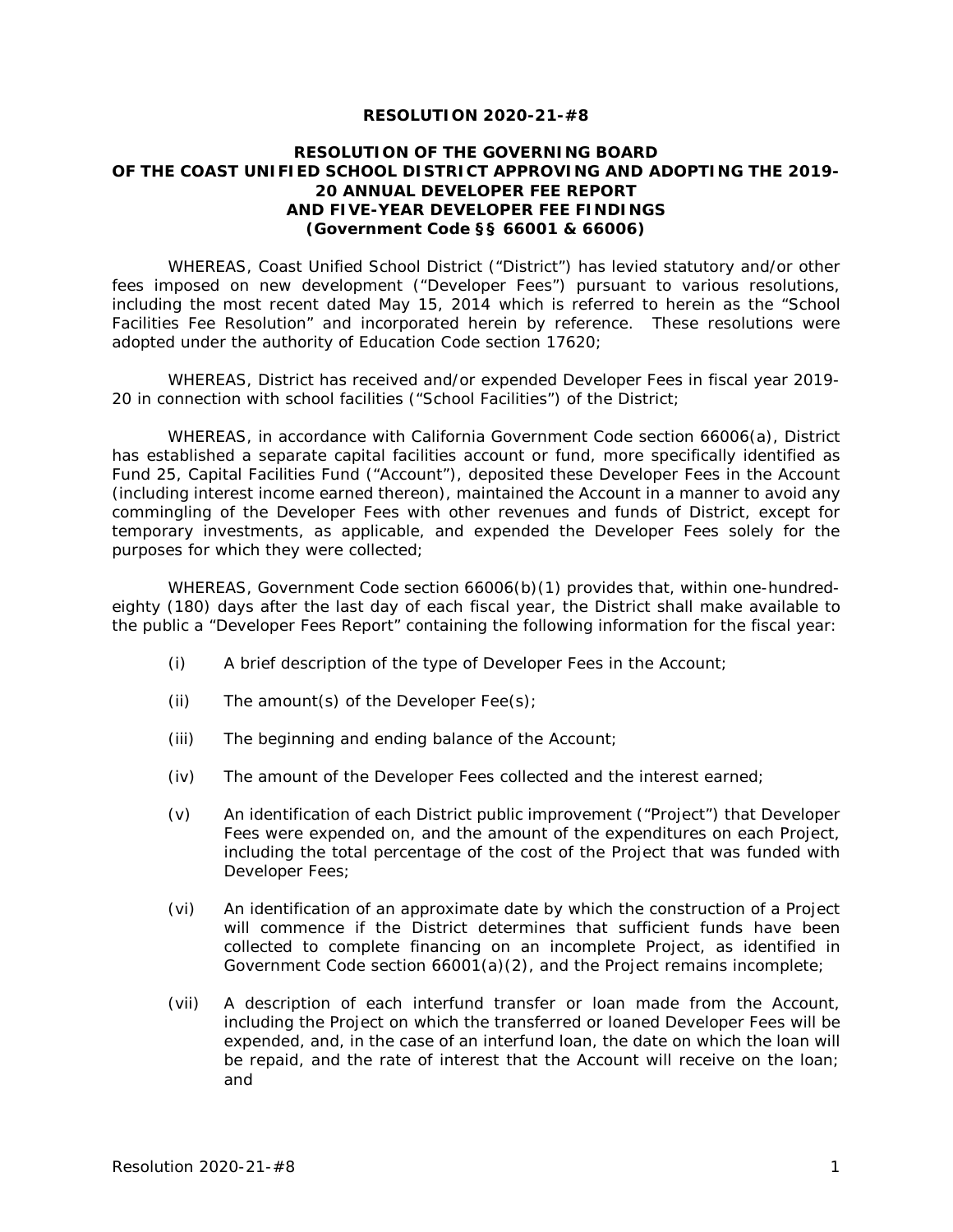**RESOLUTION 2020-21-#8**

**RESOLUTION OF THE GOVERNING BOARD OF THE COAST UNIFIED SCHOOL DISTRICT APPROVING AND ADOPTING THE 2019-20 ANNUAL DEVELOPER FEE REPORT AND FIVE-YEAR DEVELOPER FEE FINDINGS (Government Code §§ 66001 & 66006)**

WHEREAS, Coast Unified School District ("District") has levied statutory and/or other fees imposed on new development ("Developer Fees") pursuant to various resolutions, including the most recent dated May 15, 2014 which is referred to herein as the "School Facilities Fee Resolution" and incorporated herein by reference. These resolutions were adopted under the authority of Education Code section 17620;

WHEREAS, District has received and/or expended Developer Fees in fiscal year 2019-20 in connection with school facilities ("School Facilities") of the District;

WHEREAS, in accordance with California Government Code section 66006(a), District has established a separate capital facilities account or fund, more specifically identified as Fund 25, Capital Facilities Fund ("Account"), deposited these Developer Fees in the Account (including interest income earned thereon), maintained the Account in a manner to avoid any commingling of the Developer Fees with other revenues and funds of District, except for temporary investments, as applicable, and expended the Developer Fees solely for the purposes for which they were collected;

WHEREAS, Government Code section 66006(b)(1) provides that, within one-hundred-eighty (180) days after the last day of each fiscal year, the District shall make available to the public a "Developer Fees Report" containing the following information for the fiscal year:

(i) A brief description of the type of Developer Fees in the Account;

(ii) The amount(s) of the Developer Fee(s);

(iii) The beginning and ending balance of the Account;

(iv) The amount of the Developer Fees collected and the interest earned;

(v) An identification of each District public improvement ("Project") that Developer Fees were expended on, and the amount of the expenditures on each Project, including the total percentage of the cost of the Project that was funded with Developer Fees;

(vi) An identification of an approximate date by which the construction of a Project will commence if the District determines that sufficient funds have been collected to complete financing on an incomplete Project, as identified in Government Code section 66001(a)(2), and the Project remains incomplete;

(vii) A description of each interfund transfer or loan made from the Account, including the Project on which the transferred or loaned Developer Fees will be expended, and, in the case of an interfund loan, the date on which the loan will be repaid, and the rate of interest that the Account will receive on the loan; and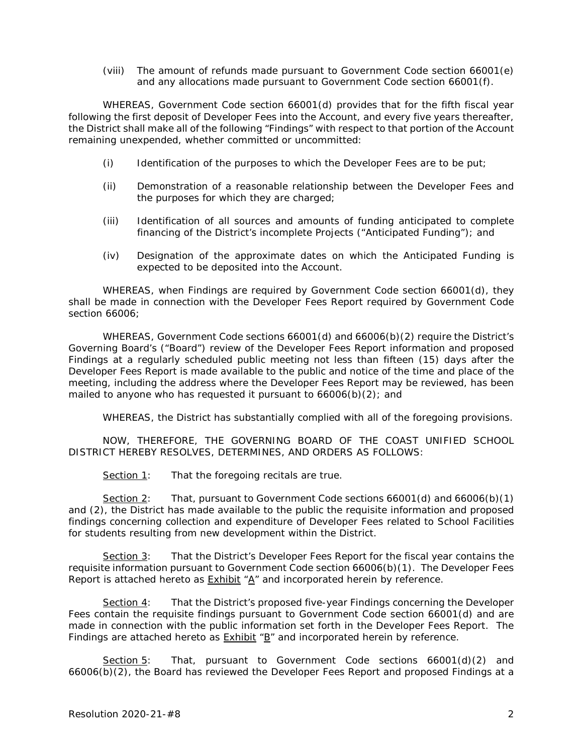(viii) The amount of refunds made pursuant to Government Code section 66001(e) and any allocations made pursuant to Government Code section 66001(f).

WHEREAS, Government Code section 66001(d) provides that for the fifth fiscal year following the first deposit of Developer Fees into the Account, and every five years thereafter, the District shall make all of the following "Findings" with respect to that portion of the Account remaining unexpended, whether committed or uncommitted:

(i) Identification of the purposes to which the Developer Fees are to be put;

(ii) Demonstration of a reasonable relationship between the Developer Fees and the purposes for which they are charged;

(iii) Identification of all sources and amounts of funding anticipated to complete financing of the District's incomplete Projects ("Anticipated Funding"); and

(iv) Designation of the approximate dates on which the Anticipated Funding is expected to be deposited into the Account.

WHEREAS, when Findings are required by Government Code section 66001(d), they shall be made in connection with the Developer Fees Report required by Government Code section 66006;

WHEREAS, Government Code sections 66001(d) and 66006(b)(2) require the District's Governing Board's ("Board") review of the Developer Fees Report information and proposed Findings at a regularly scheduled public meeting not less than fifteen (15) days after the Developer Fees Report is made available to the public and notice of the time and place of the meeting, including the address where the Developer Fees Report may be reviewed, has been mailed to anyone who has requested it pursuant to 66006(b)(2); and

WHEREAS, the District has substantially complied with all of the foregoing provisions.

NOW, THEREFORE, THE GOVERNING BOARD OF THE COAST UNIFIED SCHOOL DISTRICT HEREBY RESOLVES, DETERMINES, AND ORDERS AS FOLLOWS:

<u>Section 1</u>: That the foregoing recitals are true.

<u>Section 2</u>: That, pursuant to Government Code sections 66001(d) and 66006(b)(1) and (2), the District has made available to the public the requisite information and proposed findings concerning collection and expenditure of Developer Fees related to School Facilities for students resulting from new development within the District.

<u>Section 3</u>: That the District's Developer Fees Report for the fiscal year contains the requisite information pursuant to Government Code section 66006(b)(1). The Developer Fees Report is attached hereto as <u>Exhibit</u> "<u>A</u>" and incorporated herein by reference.

<u>Section 4</u>: That the District's proposed five-year Findings concerning the Developer Fees contain the requisite findings pursuant to Government Code section 66001(d) and are made in connection with the public information set forth in the Developer Fees Report. The Findings are attached hereto as <u>Exhibit</u> "<u>B</u>" and incorporated herein by reference.

<u>Section 5</u>: That, pursuant to Government Code sections 66001(d)(2) and 66006(b)(2), the Board has reviewed the Developer Fees Report and proposed Findings at a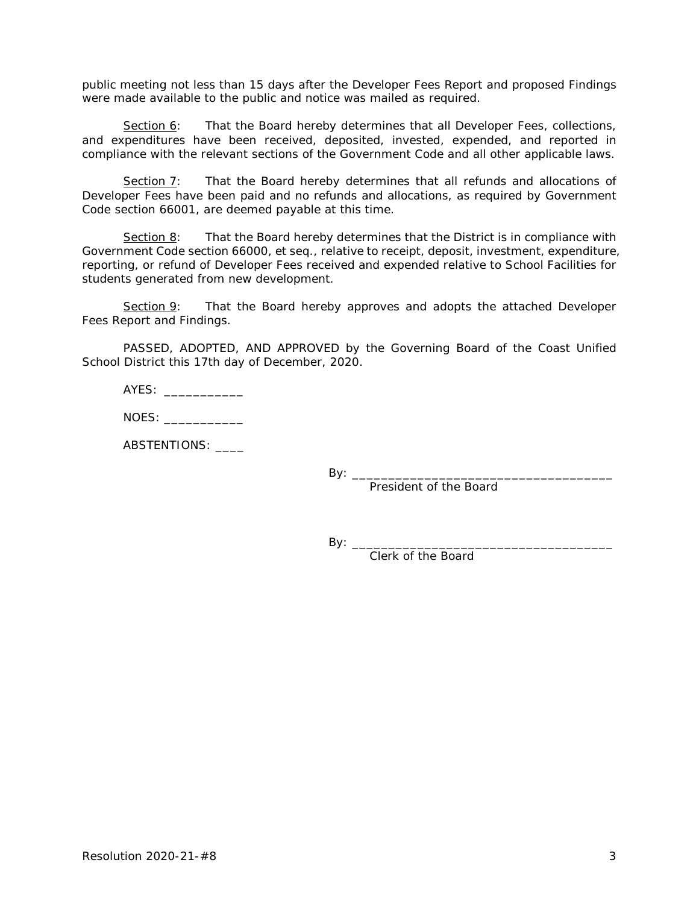public meeting not less than 15 days after the Developer Fees Report and proposed Findings were made available to the public and notice was mailed as required.

Section 6: That the Board hereby determines that all Developer Fees, collections, and expenditures have been received, deposited, invested, expended, and reported in compliance with the relevant sections of the Government Code and all other applicable laws.

Section 7: That the Board hereby determines that all refunds and allocations of Developer Fees have been paid and no refunds and allocations, as required by Government Code section 66001, are deemed payable at this time.

Section 8: That the Board hereby determines that the District is in compliance with Government Code section 66000, et seq., relative to receipt, deposit, investment, expenditure, reporting, or refund of Developer Fees received and expended relative to School Facilities for students generated from new development.

Section 9: That the Board hereby approves and adopts the attached Developer Fees Report and Findings.

PASSED, ADOPTED, AND APPROVED by the Governing Board of the Coast Unified School District this 17th day of December, 2020.

AYES: ___________

NOES: ___________

ABSTENTIONS: ____

By: ____________________________________
President of the Board

By: ____________________________________
Clerk of the Board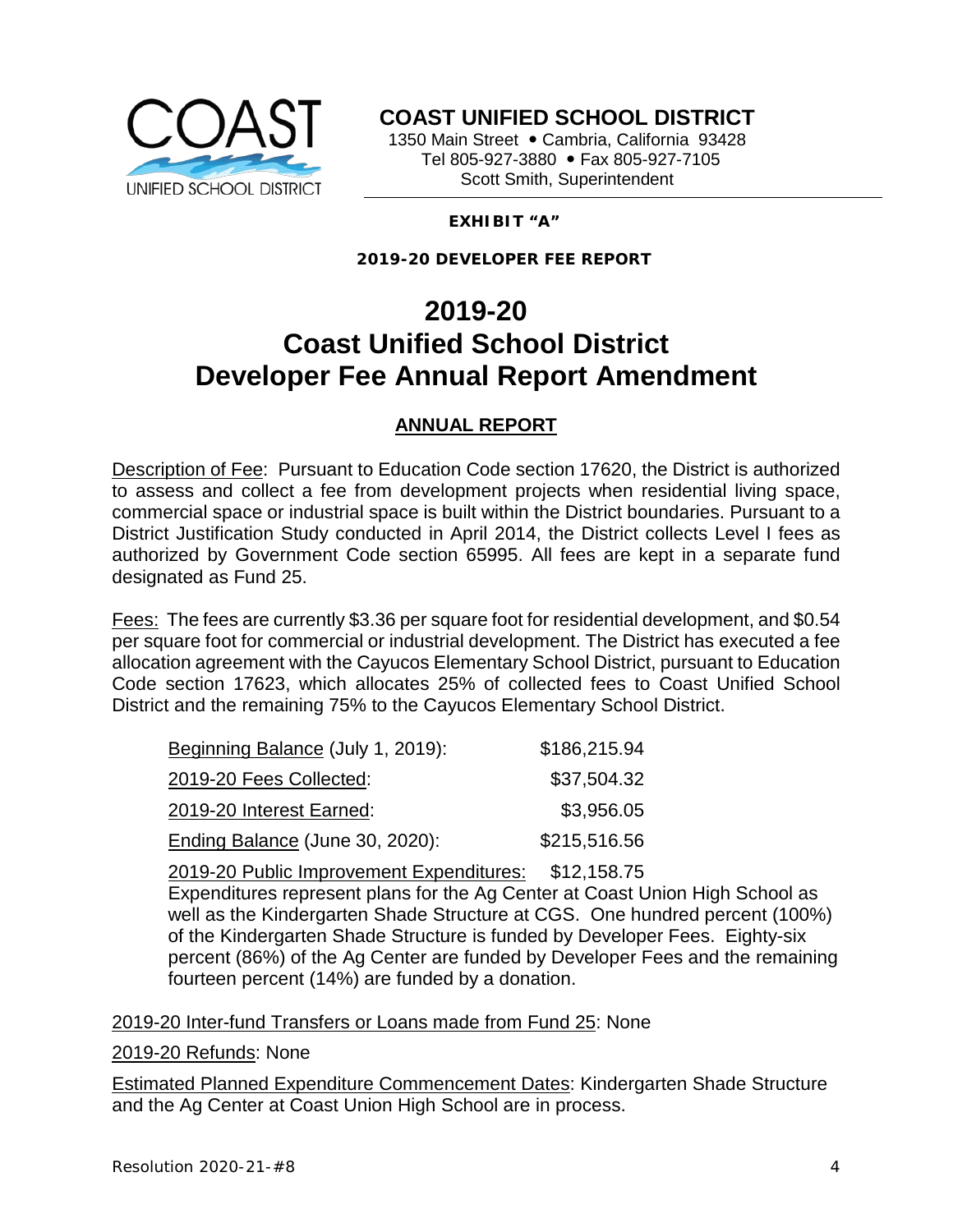**COAST UNIFIED SCHOOL DISTRICT**

1350 Main Street • Cambria, California 93428
Tel 805-927-3880 • Fax 805-927-7105
Scott Smith, Superintendent

**EXHIBIT "A"**

**2019-20 DEVELOPER FEE REPORT**

# 2019-20
# Coast Unified School District
# Developer Fee Annual Report Amendment

## ANNUAL REPORT

Description of Fee: Pursuant to Education Code section 17620, the District is authorized to assess and collect a fee from development projects when residential living space, commercial space or industrial space is built within the District boundaries. Pursuant to a District Justification Study conducted in April 2014, the District collects Level I fees as authorized by Government Code section 65995. All fees are kept in a separate fund designated as Fund 25.

Fees: The fees are currently $3.36 per square foot for residential development, and $0.54 per square foot for commercial or industrial development. The District has executed a fee allocation agreement with the Cayucos Elementary School District, pursuant to Education Code section 17623, which allocates 25% of collected fees to Coast Unified School District and the remaining 75% to the Cayucos Elementary School District.

| | |
|---|---|
| Beginning Balance (July 1, 2019): | $186,215.94 |
| 2019-20 Fees Collected: | $37,504.32 |
| 2019-20 Interest Earned: | $3,956.05 |
| Ending Balance (June 30, 2020): | $215,516.56 |

2019-20 Public Improvement Expenditures: $12,158.75
Expenditures represent plans for the Ag Center at Coast Union High School as well as the Kindergarten Shade Structure at CGS. One hundred percent (100%) of the Kindergarten Shade Structure is funded by Developer Fees. Eighty-six percent (86%) of the Ag Center are funded by Developer Fees and the remaining fourteen percent (14%) are funded by a donation.

2019-20 Inter-fund Transfers or Loans made from Fund 25: None

2019-20 Refunds: None

Estimated Planned Expenditure Commencement Dates: Kindergarten Shade Structure and the Ag Center at Coast Union High School are in process.

Resolution 2020-21-#8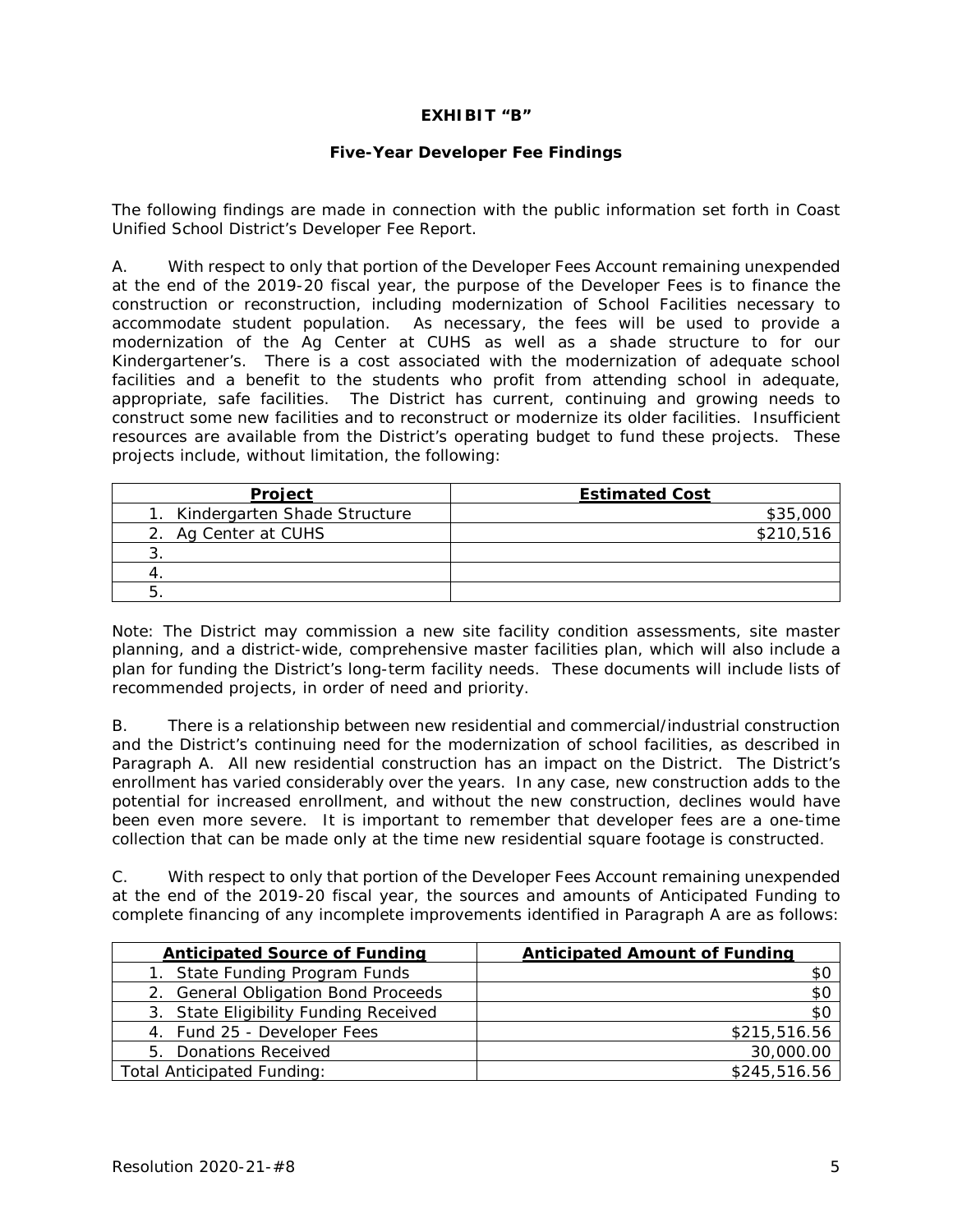**EXHIBIT "B"**

**Five-Year Developer Fee Findings**

The following findings are made in connection with the public information set forth in Coast Unified School District's Developer Fee Report.

A. With respect to only that portion of the Developer Fees Account remaining unexpended at the end of the 2019-20 fiscal year, the purpose of the Developer Fees is to finance the construction or reconstruction, including modernization of School Facilities necessary to accommodate student population. As necessary, the fees will be used to provide a modernization of the Ag Center at CUHS as well as a shade structure to for our Kindergartener's. There is a cost associated with the modernization of adequate school facilities and a benefit to the students who profit from attending school in adequate, appropriate, safe facilities. The District has current, continuing and growing needs to construct some new facilities and to reconstruct or modernize its older facilities. Insufficient resources are available from the District's operating budget to fund these projects. These projects include, without limitation, the following:

| Project | Estimated Cost |
|---|---|
| 1. Kindergarten Shade Structure | $35,000 |
| 2. Ag Center at CUHS | $210,516 |
| 3. | |
| 4. | |
| 5. | |

Note: The District may commission a new site facility condition assessments, site master planning, and a district-wide, comprehensive master facilities plan, which will also include a plan for funding the District's long-term facility needs. These documents will include lists of recommended projects, in order of need and priority.

B. There is a relationship between new residential and commercial/industrial construction and the District's continuing need for the modernization of school facilities, as described in Paragraph A. All new residential construction has an impact on the District. The District's enrollment has varied considerably over the years. In any case, new construction adds to the potential for increased enrollment, and without the new construction, declines would have been even more severe. It is important to remember that developer fees are a one-time collection that can be made only at the time new residential square footage is constructed.

C. With respect to only that portion of the Developer Fees Account remaining unexpended at the end of the 2019-20 fiscal year, the sources and amounts of Anticipated Funding to complete financing of any incomplete improvements identified in Paragraph A are as follows:

| Anticipated Source of Funding | Anticipated Amount of Funding |
|---|---|
| 1. State Funding Program Funds | $0 |
| 2. General Obligation Bond Proceeds | $0 |
| 3. State Eligibility Funding Received | $0 |
| 4. Fund 25 - Developer Fees | $215,516.56 |
| 5. Donations Received | 30,000.00 |
| Total Anticipated Funding: | $245,516.56 |

Resolution 2020-21-#8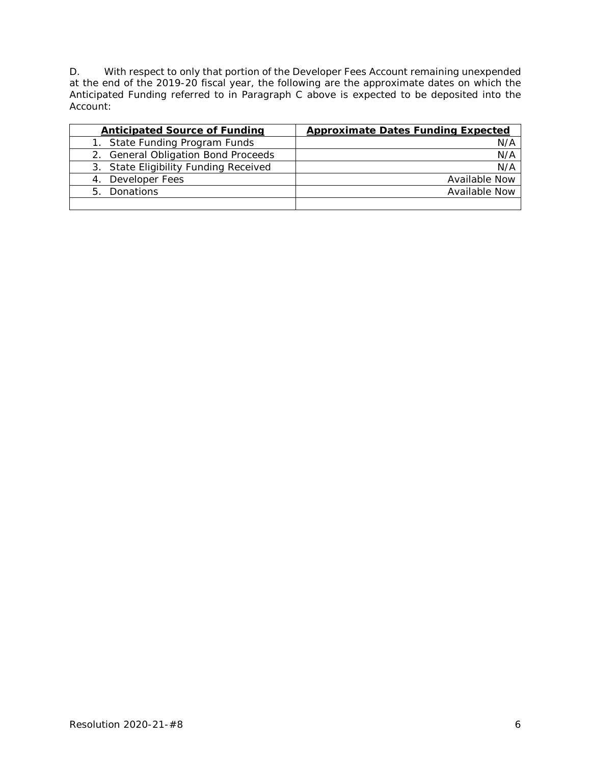D. With respect to only that portion of the Developer Fees Account remaining unexpended at the end of the 2019-20 fiscal year, the following are the approximate dates on which the Anticipated Funding referred to in Paragraph C above is expected to be deposited into the Account:

| **Anticipated Source of Funding** | **Approximate Dates Funding Expected** |
|---|---|
| 1. State Funding Program Funds | N/A |
| 2. General Obligation Bond Proceeds | N/A |
| 3. State Eligibility Funding Received | N/A |
| 4. Developer Fees | Available Now |
| 5. Donations | Available Now |
| | |

Resolution 2020-21-#8